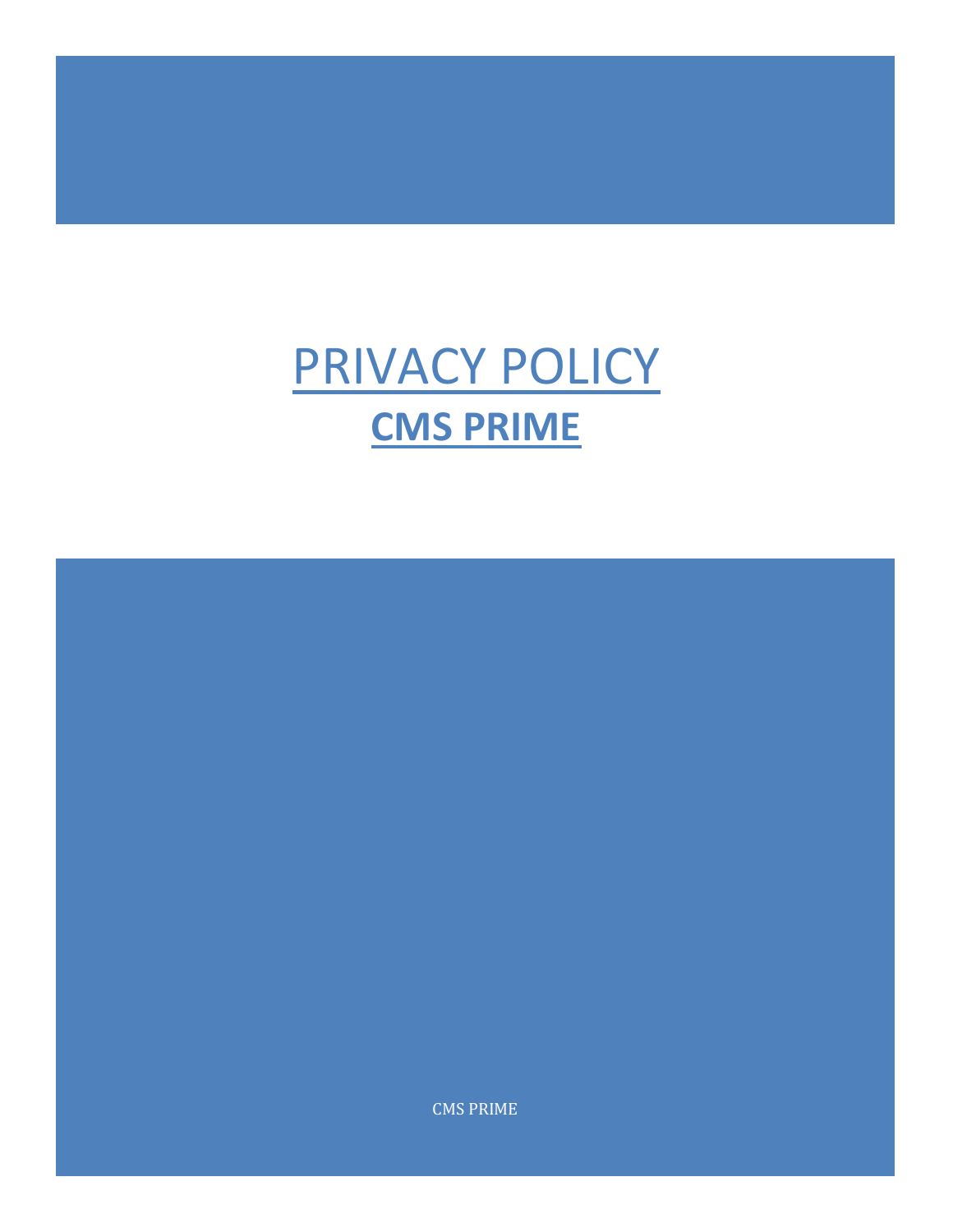# PRIVACY POLICY

## CMS PRIME

CMS PRIME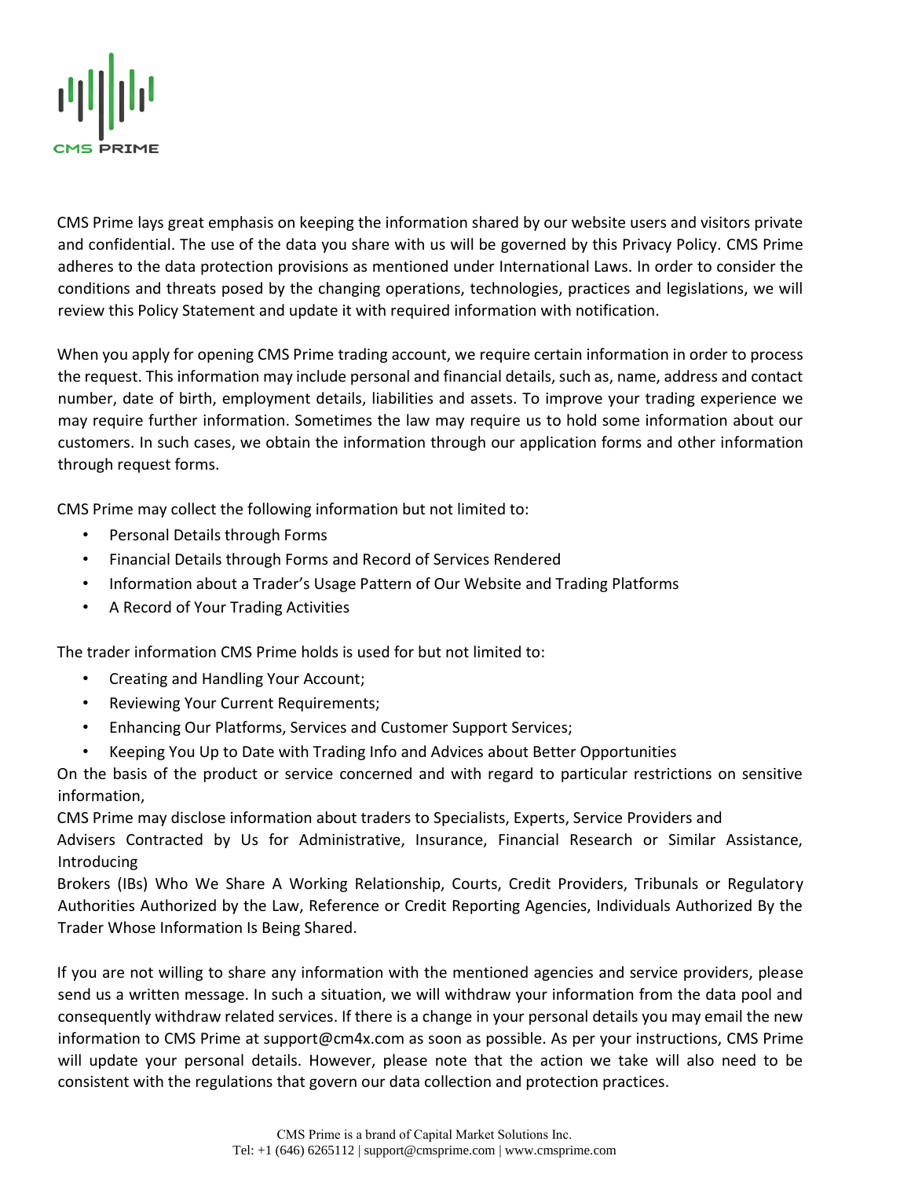CMS Prime lays great emphasis on keeping the information shared by our website users and visitors private and confidential. The use of the data you share with us will be governed by this Privacy Policy. CMS Prime adheres to the data protection provisions as mentioned under International Laws. In order to consider the conditions and threats posed by the changing operations, technologies, practices and legislations, we will review this Policy Statement and update it with required information with notification.

When you apply for opening CMS Prime trading account, we require certain information in order to process the request. This information may include personal and financial details, such as, name, address and contact number, date of birth, employment details, liabilities and assets. To improve your trading experience we may require further information. Sometimes the law may require us to hold some information about our customers. In such cases, we obtain the information through our application forms and other information through request forms.

CMS Prime may collect the following information but not limited to:

- Personal Details through Forms
- Financial Details through Forms and Record of Services Rendered
- Information about a Trader's Usage Pattern of Our Website and Trading Platforms
- A Record of Your Trading Activities

The trader information CMS Prime holds is used for but not limited to:

- Creating and Handling Your Account;
- Reviewing Your Current Requirements;
- Enhancing Our Platforms, Services and Customer Support Services;
- Keeping You Up to Date with Trading Info and Advices about Better Opportunities

On the basis of the product or service concerned and with regard to particular restrictions on sensitive information,
CMS Prime may disclose information about traders to Specialists, Experts, Service Providers and
Advisers Contracted by Us for Administrative, Insurance, Financial Research or Similar Assistance, Introducing
Brokers (IBs) Who We Share A Working Relationship, Courts, Credit Providers, Tribunals or Regulatory Authorities Authorized by the Law, Reference or Credit Reporting Agencies, Individuals Authorized By the Trader Whose Information Is Being Shared.

If you are not willing to share any information with the mentioned agencies and service providers, please send us a written message. In such a situation, we will withdraw your information from the data pool and consequently withdraw related services. If there is a change in your personal details you may email the new information to CMS Prime at support@cm4x.com as soon as possible. As per your instructions, CMS Prime will update your personal details. However, please note that the action we take will also need to be consistent with the regulations that govern our data collection and protection practices.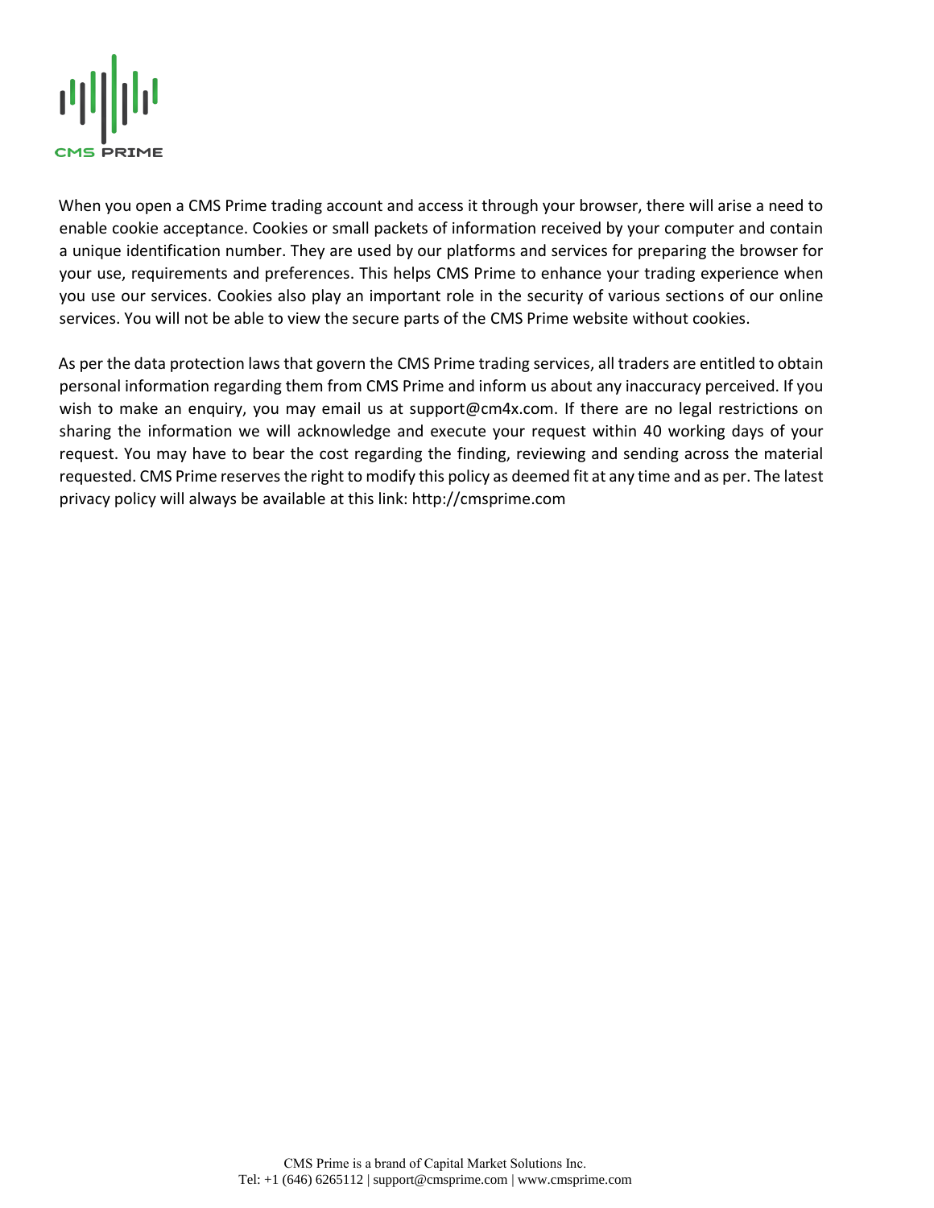When you open a CMS Prime trading account and access it through your browser, there will arise a need to enable cookie acceptance. Cookies or small packets of information received by your computer and contain a unique identification number. They are used by our platforms and services for preparing the browser for your use, requirements and preferences. This helps CMS Prime to enhance your trading experience when you use our services. Cookies also play an important role in the security of various sections of our online services. You will not be able to view the secure parts of the CMS Prime website without cookies.

As per the data protection laws that govern the CMS Prime trading services, all traders are entitled to obtain personal information regarding them from CMS Prime and inform us about any inaccuracy perceived. If you wish to make an enquiry, you may email us at support@cm4x.com. If there are no legal restrictions on sharing the information we will acknowledge and execute your request within 40 working days of your request. You may have to bear the cost regarding the finding, reviewing and sending across the material requested. CMS Prime reserves the right to modify this policy as deemed fit at any time and as per. The latest privacy policy will always be available at this link: http://cmsprime.com